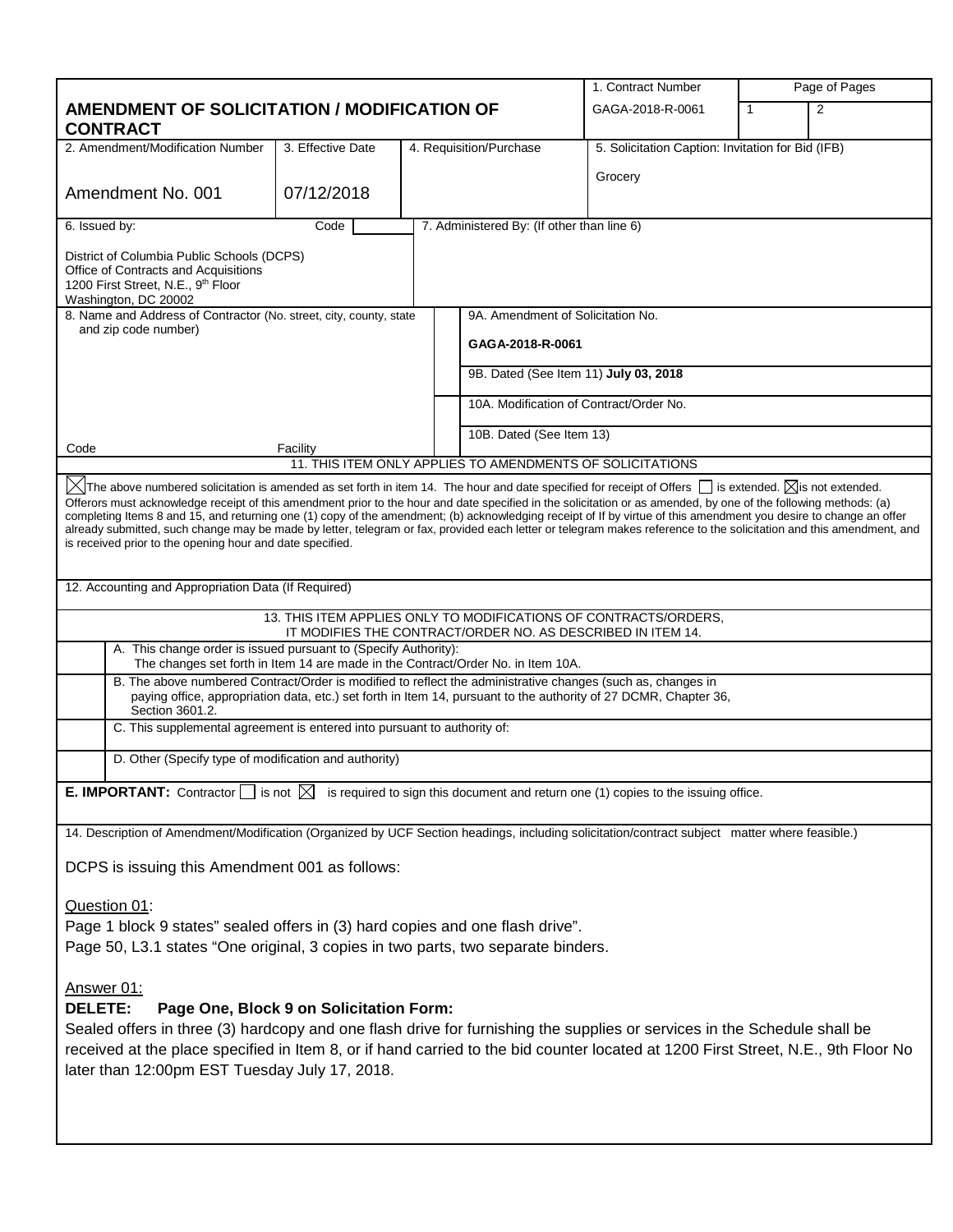# AMENDMENT OF SOLICITATION / MODIFICATION OF CONTRACT

| | | | |
|---|---|---|---|
| 1. Contract Number | GAGA-2018-R-0061 | Page of Pages | 1 / 2 |
| 2. Amendment/Modification Number | Amendment No. 001 | 3. Effective Date | 07/12/2018 |
| 4. Requisition/Purchase | | 5. Solicitation Caption: Invitation for Bid (IFB) | Grocery |

**6. Issued by:** Code

District of Columbia Public Schools (DCPS)
Office of Contracts and Acquisitions
1200 First Street, N.E., 9th Floor
Washington, DC 20002

**7. Administered By:** (If other than line 6)

**8. Name and Address of Contractor** (No. street, city, county, state and zip code number)

Code Facility

**9A. Amendment of Solicitation No.**

**GAGA-2018-R-0061**

**9B. Dated (See Item 11) July 03, 2018**

**10A. Modification of Contract/Order No.**

**10B. Dated (See Item 13)**

**11. THIS ITEM ONLY APPLIES TO AMENDMENTS OF SOLICITATIONS**

☒ The above numbered solicitation is amended as set forth in item 14. The hour and date specified for receipt of Offers ☐ is extended. ☒ is not extended.
Offerors must acknowledge receipt of this amendment prior to the hour and date specified in the solicitation or as amended, by one of the following methods: (a) completing Items 8 and 15, and returning one (1) copy of the amendment; (b) acknowledging receipt of If by virtue of this amendment you desire to change an offer already submitted, such change may be made by letter, telegram or fax, provided each letter or telegram makes reference to the solicitation and this amendment, and is received prior to the opening hour and date specified.

**12. Accounting and Appropriation Data (If Required)**

**13. THIS ITEM APPLIES ONLY TO MODIFICATIONS OF CONTRACTS/ORDERS, IT MODIFIES THE CONTRACT/ORDER NO. AS DESCRIBED IN ITEM 14.**

| | |
|---|---|
| ☐ | A. This change order is issued pursuant to (Specify Authority): The changes set forth in Item 14 are made in the Contract/Order No. in Item 10A. |
| ☐ | B. The above numbered Contract/Order is modified to reflect the administrative changes (such as, changes in paying office, appropriation data, etc.) set forth in Item 14, pursuant to the authority of 27 DCMR, Chapter 36, Section 3601.2. |
| ☐ | C. This supplemental agreement is entered into pursuant to authority of: |
| ☐ | D. Other (Specify type of modification and authority) |

**E. IMPORTANT:** Contractor ☐ is not ☒ is required to sign this document and return one (1) copies to the issuing office.

**14. Description of Amendment/Modification** (Organized by UCF Section headings, including solicitation/contract subject matter where feasible.)

DCPS is issuing this Amendment 001 as follows:

Question 01:
Page 1 block 9 states" sealed offers in (3) hard copies and one flash drive".
Page 50, L3.1 states "One original, 3 copies in two parts, two separate binders.

Answer 01:
**DELETE: Page One, Block 9 on Solicitation Form:**
Sealed offers in three (3) hardcopy and one flash drive for furnishing the supplies or services in the Schedule shall be received at the place specified in Item 8, or if hand carried to the bid counter located at 1200 First Street, N.E., 9th Floor No later than 12:00pm EST Tuesday July 17, 2018.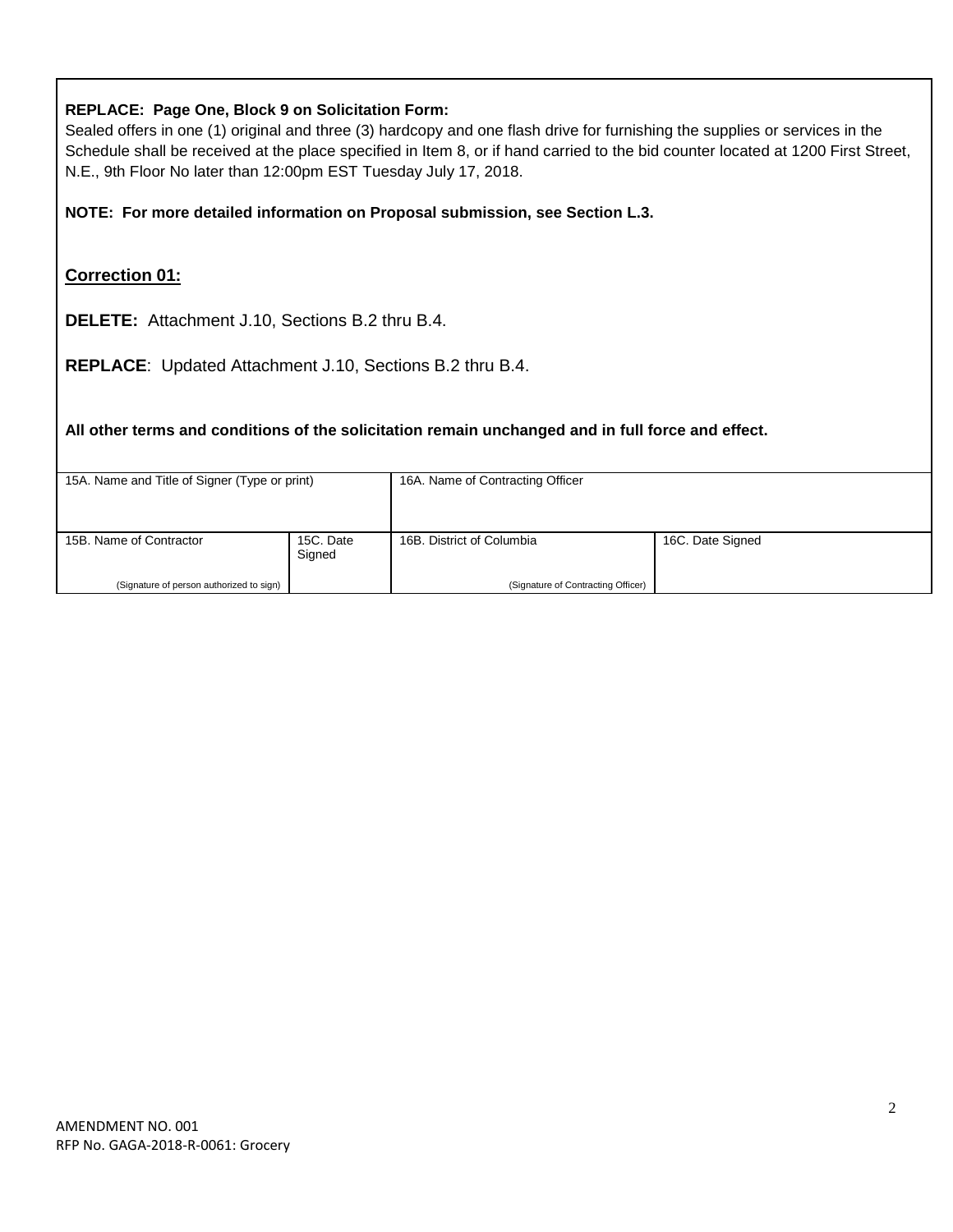**REPLACE: Page One, Block 9 on Solicitation Form:**
Sealed offers in one (1) original and three (3) hardcopy and one flash drive for furnishing the supplies or services in the Schedule shall be received at the place specified in Item 8, or if hand carried to the bid counter located at 1200 First Street, N.E., 9th Floor No later than 12:00pm EST Tuesday July 17, 2018.

**NOTE: For more detailed information on Proposal submission, see Section L.3.**

**Correction 01:**

**DELETE:** Attachment J.10, Sections B.2 thru B.4.

**REPLACE**: Updated Attachment J.10, Sections B.2 thru B.4.

**All other terms and conditions of the solicitation remain unchanged and in full force and effect.**

| | | | |
|---|---|---|---|
| 15A. Name and Title of Signer (Type or print) | | 16A. Name of Contracting Officer | |
| 15B. Name of Contractor<br><br>(Signature of person authorized to sign) | 15C. Date Signed | 16B. District of Columbia<br><br>(Signature of Contracting Officer) | 16C. Date Signed |

AMENDMENT NO. 001
RFP No. GAGA-2018-R-0061: Grocery